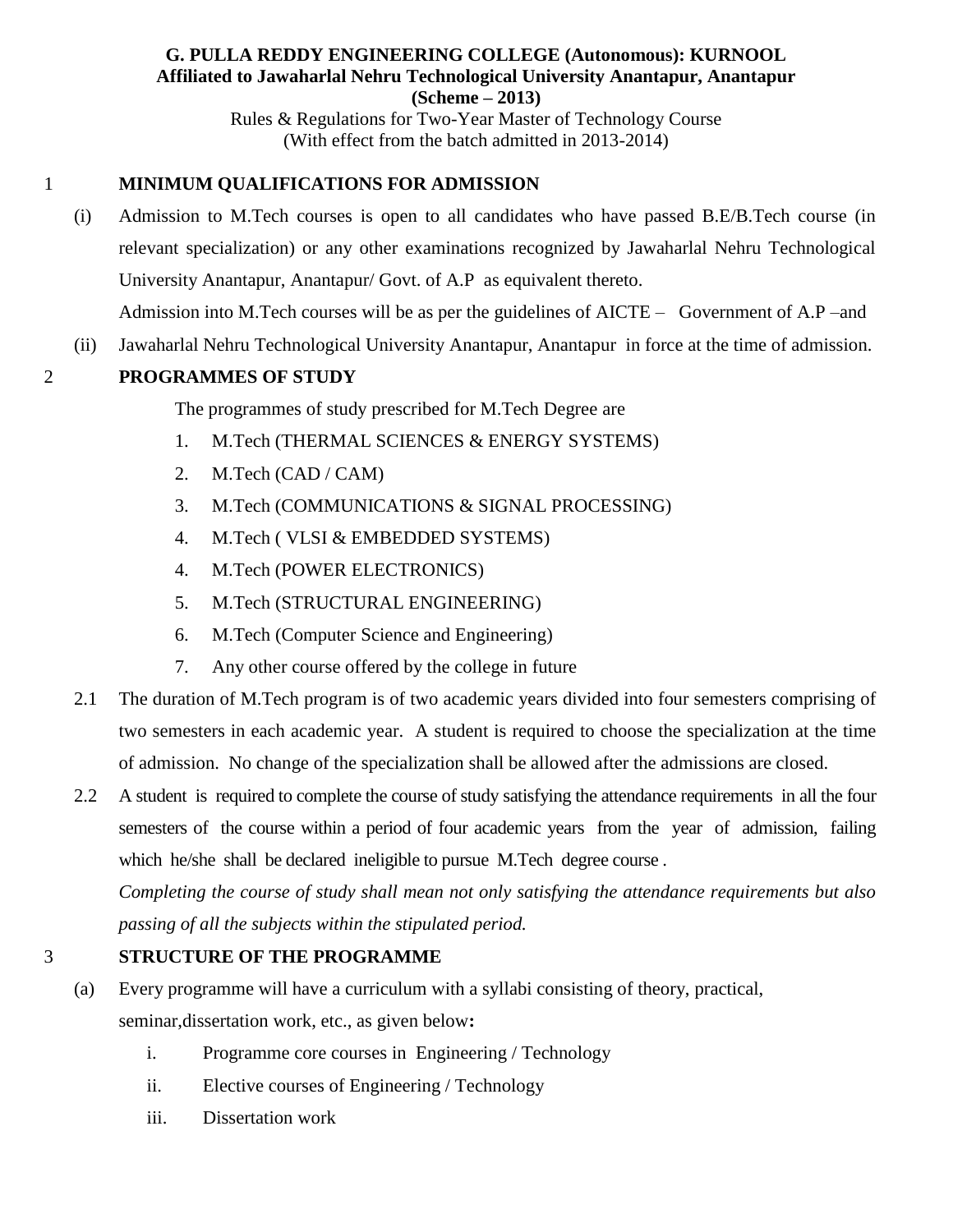**G. PULLA REDDY ENGINEERING COLLEGE (Autonomous): KURNOOL**
**Affiliated to Jawaharlal Nehru Technological University Anantapur, Anantapur**
**(Scheme – 2013)**

Rules & Regulations for Two-Year Master of Technology Course
(With effect from the batch admitted in 2013-2014)

## 1 MINIMUM QUALIFICATIONS FOR ADMISSION

(i) Admission to M.Tech courses is open to all candidates who have passed B.E/B.Tech course (in relevant specialization) or any other examinations recognized by Jawaharlal Nehru Technological University Anantapur, Anantapur/ Govt. of A.P as equivalent thereto.

Admission into M.Tech courses will be as per the guidelines of AICTE – Government of A.P –and

(ii) Jawaharlal Nehru Technological University Anantapur, Anantapur in force at the time of admission.

## 2 PROGRAMMES OF STUDY

The programmes of study prescribed for M.Tech Degree are

1. M.Tech (THERMAL SCIENCES & ENERGY SYSTEMS)
2. M.Tech (CAD / CAM)
3. M.Tech (COMMUNICATIONS & SIGNAL PROCESSING)
4. M.Tech ( VLSI & EMBEDDED SYSTEMS)
4. M.Tech (POWER ELECTRONICS)
5. M.Tech (STRUCTURAL ENGINEERING)
6. M.Tech (Computer Science and Engineering)
7. Any other course offered by the college in future

2.1 The duration of M.Tech program is of two academic years divided into four semesters comprising of two semesters in each academic year. A student is required to choose the specialization at the time of admission. No change of the specialization shall be allowed after the admissions are closed.

2.2 A student is required to complete the course of study satisfying the attendance requirements in all the four semesters of the course within a period of four academic years from the year of admission, failing which he/she shall be declared ineligible to pursue M.Tech degree course .

*Completing the course of study shall mean not only satisfying the attendance requirements but also passing of all the subjects within the stipulated period.*

## 3 STRUCTURE OF THE PROGRAMME

(a) Every programme will have a curriculum with a syllabi consisting of theory, practical, seminar,dissertation work, etc., as given below**:**

i. Programme core courses in Engineering / Technology

ii. Elective courses of Engineering / Technology

iii. Dissertation work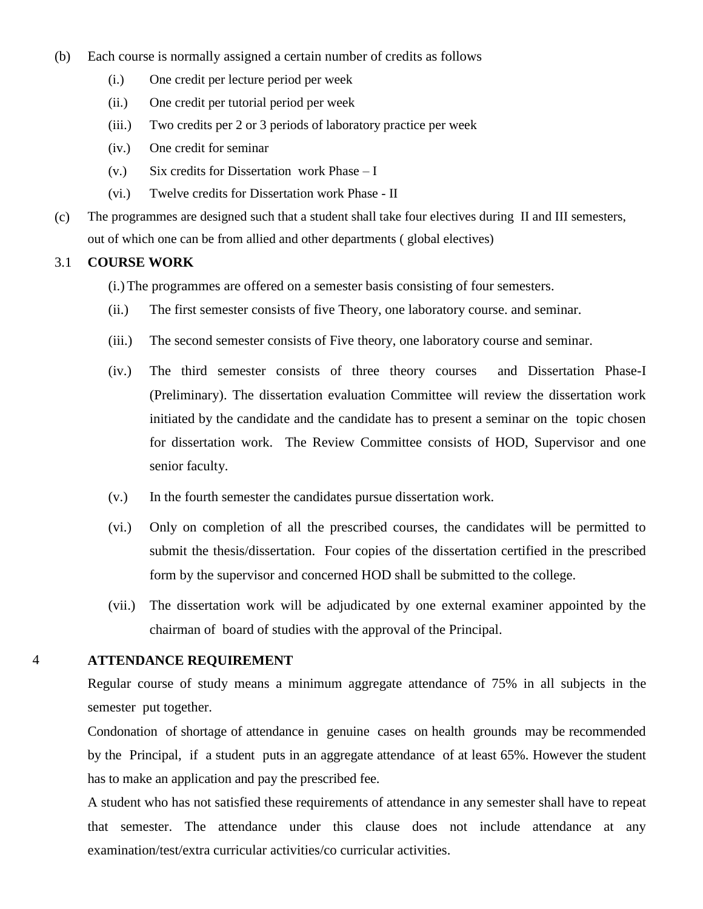(b) Each course is normally assigned a certain number of credits as follows

- (i.) One credit per lecture period per week
- (ii.) One credit per tutorial period per week
- (iii.) Two credits per 2 or 3 periods of laboratory practice per week
- (iv.) One credit for seminar
- (v.) Six credits for Dissertation work Phase – I
- (vi.) Twelve credits for Dissertation work Phase - II

(c) The programmes are designed such that a student shall take four electives during II and III semesters, out of which one can be from allied and other departments ( global electives)

### 3.1 COURSE WORK

- (i.) The programmes are offered on a semester basis consisting of four semesters.
- (ii.) The first semester consists of five Theory, one laboratory course. and seminar.
- (iii.) The second semester consists of Five theory, one laboratory course and seminar.
- (iv.) The third semester consists of three theory courses and Dissertation Phase-I (Preliminary). The dissertation evaluation Committee will review the dissertation work initiated by the candidate and the candidate has to present a seminar on the topic chosen for dissertation work. The Review Committee consists of HOD, Supervisor and one senior faculty.
- (v.) In the fourth semester the candidates pursue dissertation work.
- (vi.) Only on completion of all the prescribed courses, the candidates will be permitted to submit the thesis/dissertation. Four copies of the dissertation certified in the prescribed form by the supervisor and concerned HOD shall be submitted to the college.
- (vii.) The dissertation work will be adjudicated by one external examiner appointed by the chairman of board of studies with the approval of the Principal.

## 4 ATTENDANCE REQUIREMENT

Regular course of study means a minimum aggregate attendance of 75% in all subjects in the semester put together.

Condonation of shortage of attendance in genuine cases on health grounds may be recommended by the Principal, if a student puts in an aggregate attendance of at least 65%. However the student has to make an application and pay the prescribed fee.

A student who has not satisfied these requirements of attendance in any semester shall have to repeat that semester. The attendance under this clause does not include attendance at any examination/test/extra curricular activities/co curricular activities.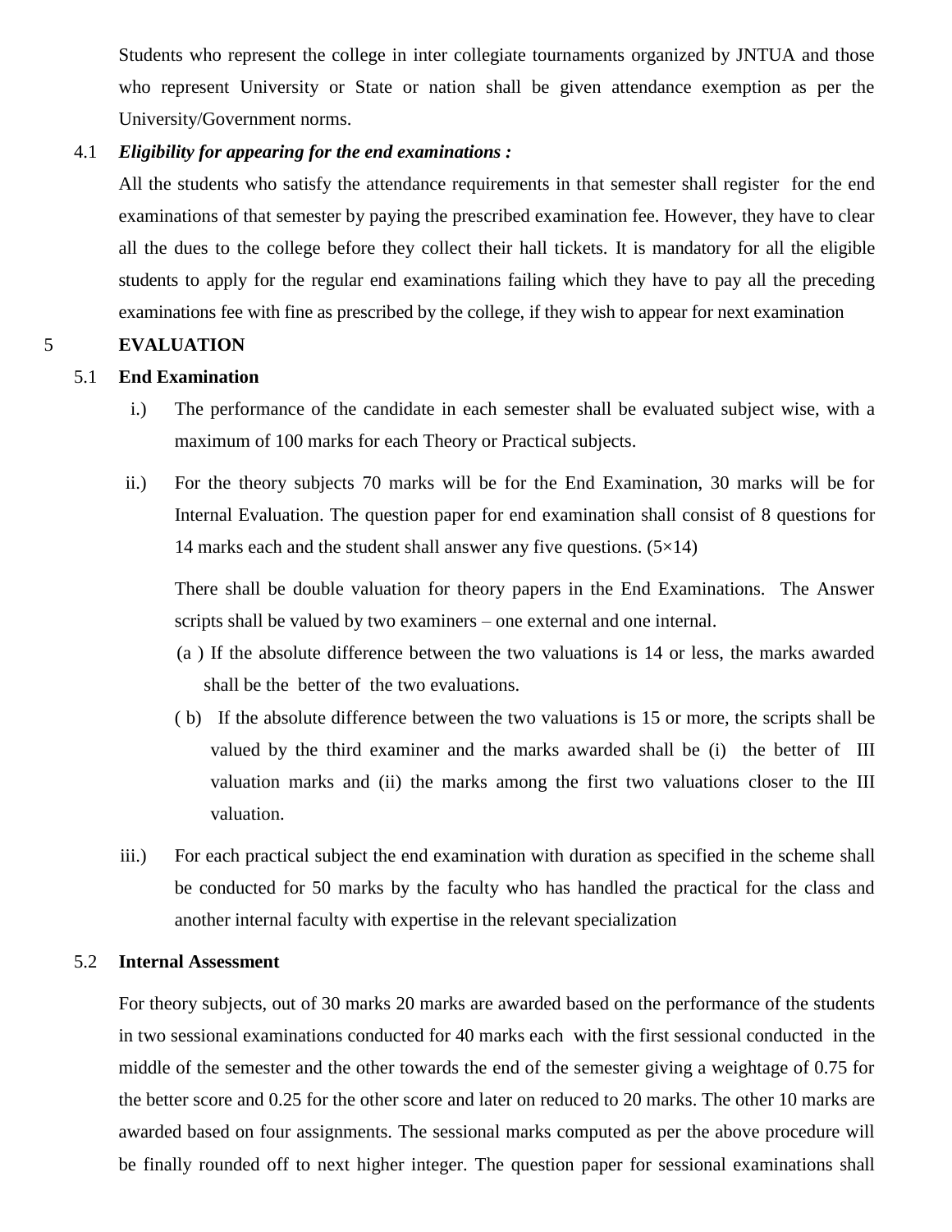Students who represent the college in inter collegiate tournaments organized by JNTUA and those who represent University or State or nation shall be given attendance exemption as per the University/Government norms.

4.1 ***Eligibility for appearing for the end examinations :***

All the students who satisfy the attendance requirements in that semester shall register for the end examinations of that semester by paying the prescribed examination fee. However, they have to clear all the dues to the college before they collect their hall tickets. It is mandatory for all the eligible students to apply for the regular end examinations failing which they have to pay all the preceding examinations fee with fine as prescribed by the college, if they wish to appear for next examination

## 5 EVALUATION

### 5.1 End Examination

i.) The performance of the candidate in each semester shall be evaluated subject wise, with a maximum of 100 marks for each Theory or Practical subjects.

ii.) For the theory subjects 70 marks will be for the End Examination, 30 marks will be for Internal Evaluation. The question paper for end examination shall consist of 8 questions for 14 marks each and the student shall answer any five questions. (5×14)

There shall be double valuation for theory papers in the End Examinations. The Answer scripts shall be valued by two examiners – one external and one internal.

(a ) If the absolute difference between the two valuations is 14 or less, the marks awarded shall be the better of the two evaluations.

( b) If the absolute difference between the two valuations is 15 or more, the scripts shall be valued by the third examiner and the marks awarded shall be (i) the better of III valuation marks and (ii) the marks among the first two valuations closer to the III valuation.

iii.) For each practical subject the end examination with duration as specified in the scheme shall be conducted for 50 marks by the faculty who has handled the practical for the class and another internal faculty with expertise in the relevant specialization

### 5.2 Internal Assessment

For theory subjects, out of 30 marks 20 marks are awarded based on the performance of the students in two sessional examinations conducted for 40 marks each with the first sessional conducted in the middle of the semester and the other towards the end of the semester giving a weightage of 0.75 for the better score and 0.25 for the other score and later on reduced to 20 marks. The other 10 marks are awarded based on four assignments. The sessional marks computed as per the above procedure will be finally rounded off to next higher integer. The question paper for sessional examinations shall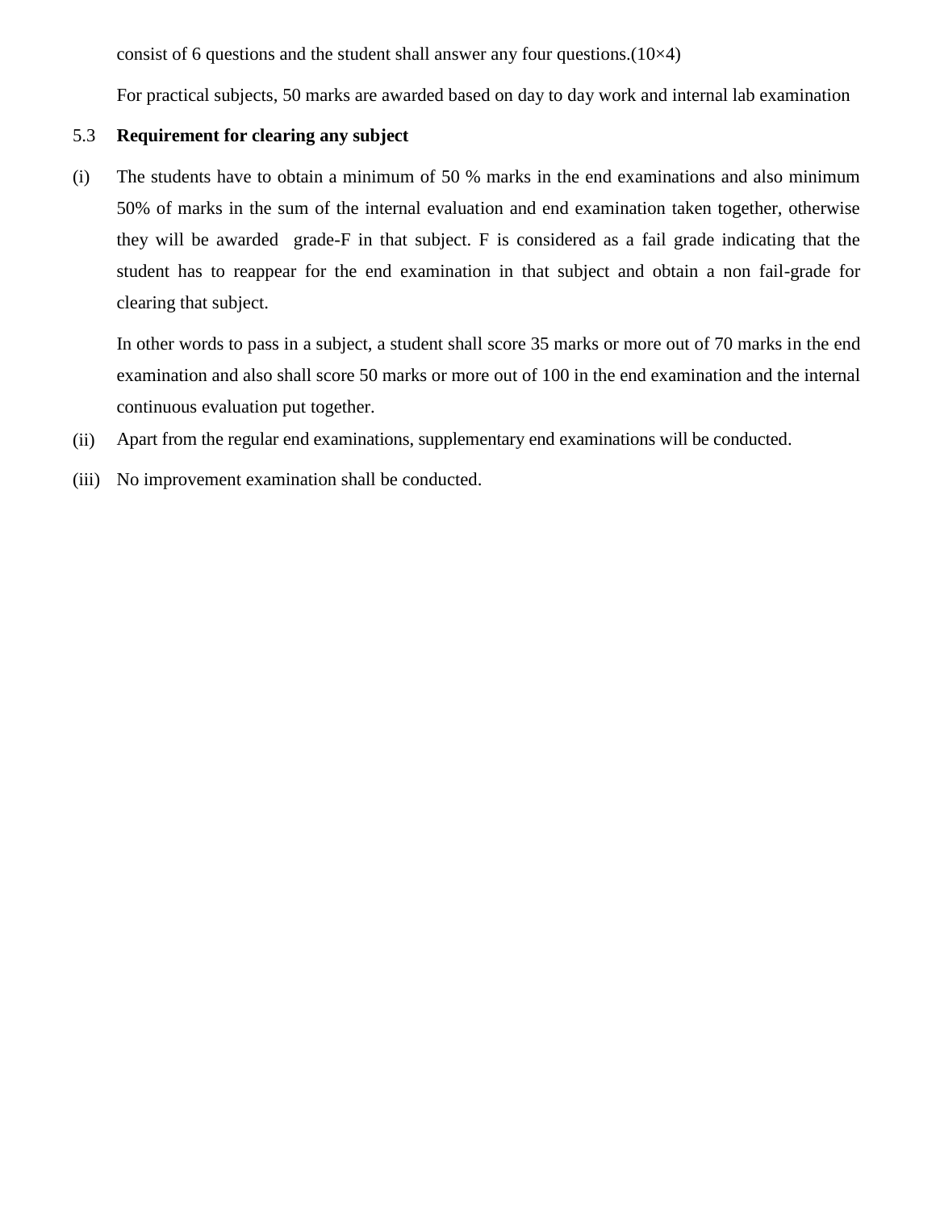consist of 6 questions and the student shall answer any four questions.(10×4)

For practical subjects, 50 marks are awarded based on day to day work and internal lab examination

### 5.3 Requirement for clearing any subject

(i) The students have to obtain a minimum of 50 % marks in the end examinations and also minimum 50% of marks in the sum of the internal evaluation and end examination taken together, otherwise they will be awarded grade-F in that subject. F is considered as a fail grade indicating that the student has to reappear for the end examination in that subject and obtain a non fail-grade for clearing that subject.

In other words to pass in a subject, a student shall score 35 marks or more out of 70 marks in the end examination and also shall score 50 marks or more out of 100 in the end examination and the internal continuous evaluation put together.

(ii) Apart from the regular end examinations, supplementary end examinations will be conducted.

(iii) No improvement examination shall be conducted.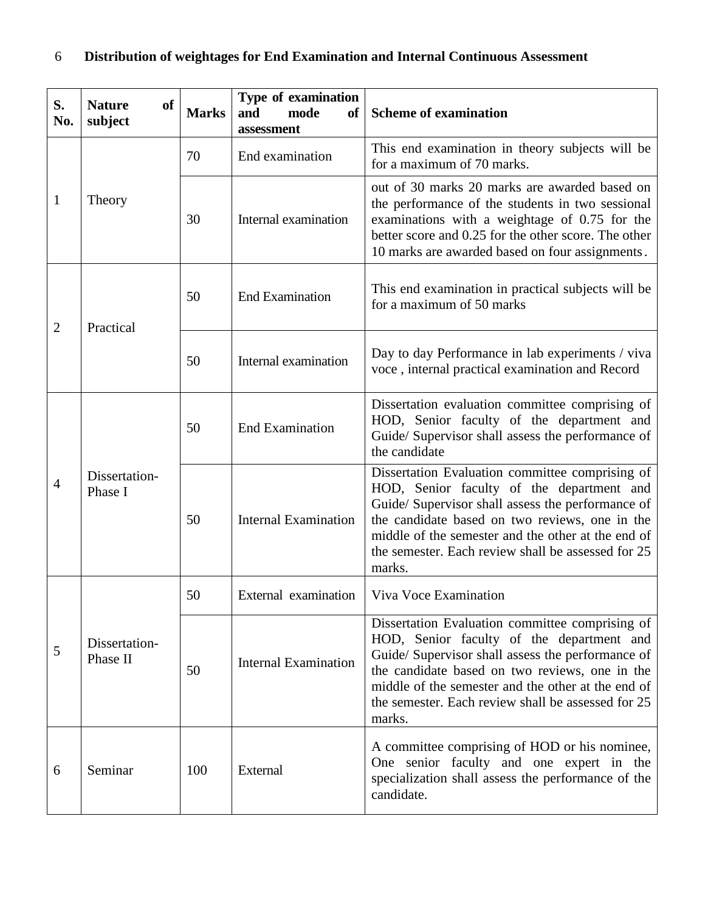## 6 Distribution of weightages for End Examination and Internal Continuous Assessment

| S. No. | Nature of subject | Marks | Type of examination and mode of assessment | Scheme of examination |
|---|---|---|---|---|
| 1 | Theory | 70 | End examination | This end examination in theory subjects will be for a maximum of 70 marks. |
| | | 30 | Internal examination | out of 30 marks 20 marks are awarded based on the performance of the students in two sessional examinations with a weightage of 0.75 for the better score and 0.25 for the other score. The other 10 marks are awarded based on four assignments. |
| 2 | Practical | 50 | End Examination | This end examination in practical subjects will be for a maximum of 50 marks |
| | | 50 | Internal examination | Day to day Performance in lab experiments / viva voce , internal practical examination and Record |
| 4 | Dissertation-Phase I | 50 | End Examination | Dissertation evaluation committee comprising of HOD, Senior faculty of the department and Guide/ Supervisor shall assess the performance of the candidate |
| | | 50 | Internal Examination | Dissertation Evaluation committee comprising of HOD, Senior faculty of the department and Guide/ Supervisor shall assess the performance of the candidate based on two reviews, one in the middle of the semester and the other at the end of the semester. Each review shall be assessed for 25 marks. |
| 5 | Dissertation-Phase II | 50 | External examination | Viva Voce Examination |
| | | 50 | Internal Examination | Dissertation Evaluation committee comprising of HOD, Senior faculty of the department and Guide/ Supervisor shall assess the performance of the candidate based on two reviews, one in the middle of the semester and the other at the end of the semester. Each review shall be assessed for 25 marks. |
| 6 | Seminar | 100 | External | A committee comprising of HOD or his nominee, One senior faculty and one expert in the specialization shall assess the performance of the candidate. |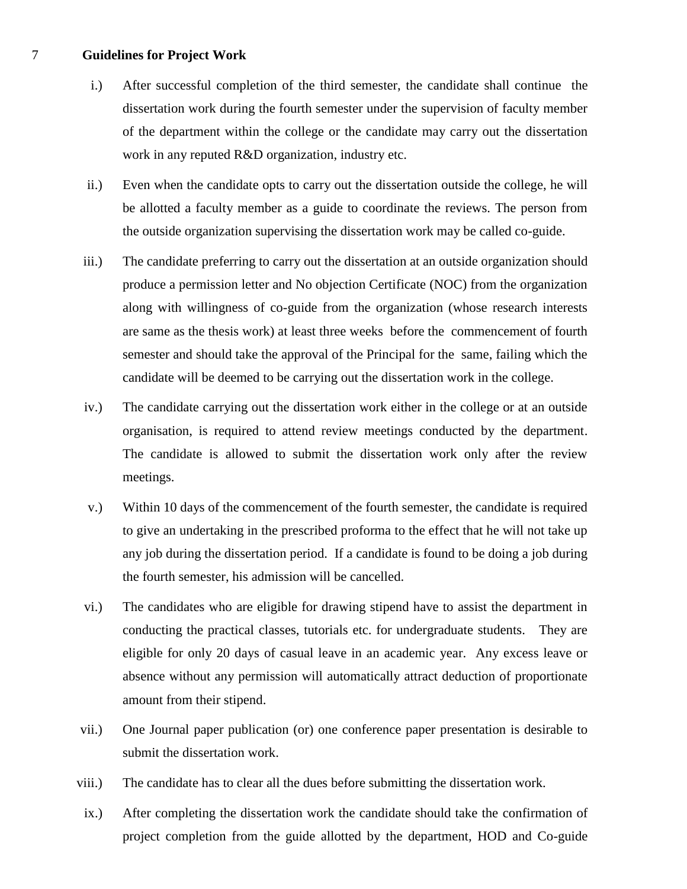## 7 Guidelines for Project Work

i.) After successful completion of the third semester, the candidate shall continue the dissertation work during the fourth semester under the supervision of faculty member of the department within the college or the candidate may carry out the dissertation work in any reputed R&D organization, industry etc.

ii.) Even when the candidate opts to carry out the dissertation outside the college, he will be allotted a faculty member as a guide to coordinate the reviews. The person from the outside organization supervising the dissertation work may be called co-guide.

iii.) The candidate preferring to carry out the dissertation at an outside organization should produce a permission letter and No objection Certificate (NOC) from the organization along with willingness of co-guide from the organization (whose research interests are same as the thesis work) at least three weeks before the commencement of fourth semester and should take the approval of the Principal for the same, failing which the candidate will be deemed to be carrying out the dissertation work in the college.

iv.) The candidate carrying out the dissertation work either in the college or at an outside organisation, is required to attend review meetings conducted by the department. The candidate is allowed to submit the dissertation work only after the review meetings.

v.) Within 10 days of the commencement of the fourth semester, the candidate is required to give an undertaking in the prescribed proforma to the effect that he will not take up any job during the dissertation period. If a candidate is found to be doing a job during the fourth semester, his admission will be cancelled.

vi.) The candidates who are eligible for drawing stipend have to assist the department in conducting the practical classes, tutorials etc. for undergraduate students. They are eligible for only 20 days of casual leave in an academic year. Any excess leave or absence without any permission will automatically attract deduction of proportionate amount from their stipend.

vii.) One Journal paper publication (or) one conference paper presentation is desirable to submit the dissertation work.

viii.) The candidate has to clear all the dues before submitting the dissertation work.

ix.) After completing the dissertation work the candidate should take the confirmation of project completion from the guide allotted by the department, HOD and Co-guide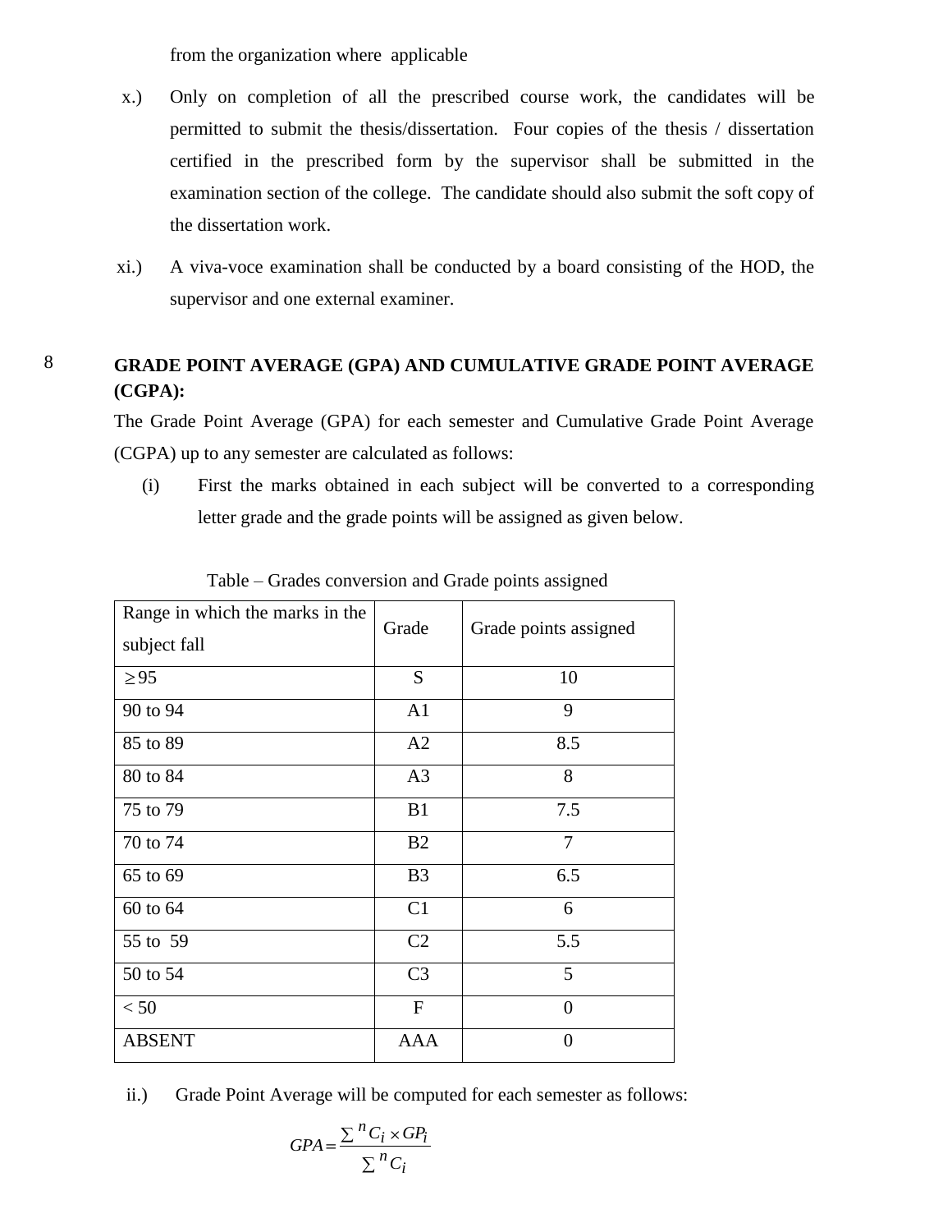from the organization where applicable

x.) Only on completion of all the prescribed course work, the candidates will be permitted to submit the thesis/dissertation. Four copies of the thesis / dissertation certified in the prescribed form by the supervisor shall be submitted in the examination section of the college. The candidate should also submit the soft copy of the dissertation work.

xi.) A viva-voce examination shall be conducted by a board consisting of the HOD, the supervisor and one external examiner.

## 8 GRADE POINT AVERAGE (GPA) AND CUMULATIVE GRADE POINT AVERAGE (CGPA):

The Grade Point Average (GPA) for each semester and Cumulative Grade Point Average (CGPA) up to any semester are calculated as follows:

(i) First the marks obtained in each subject will be converted to a corresponding letter grade and the grade points will be assigned as given below.

Table – Grades conversion and Grade points assigned

| Range in which the marks in the subject fall | Grade | Grade points assigned |
|---|---|---|
| ≥95 | S | 10 |
| 90 to 94 | A1 | 9 |
| 85 to 89 | A2 | 8.5 |
| 80 to 84 | A3 | 8 |
| 75 to 79 | B1 | 7.5 |
| 70 to 74 | B2 | 7 |
| 65 to 69 | B3 | 6.5 |
| 60 to 64 | C1 | 6 |
| 55 to 59 | C2 | 5.5 |
| 50 to 54 | C3 | 5 |
| < 50 | F | 0 |
| ABSENT | AAA | 0 |

ii.) Grade Point Average will be computed for each semester as follows:

$$GPA = \frac{\sum^{n} C_i \times GP_i}{\sum^{n} C_i}$$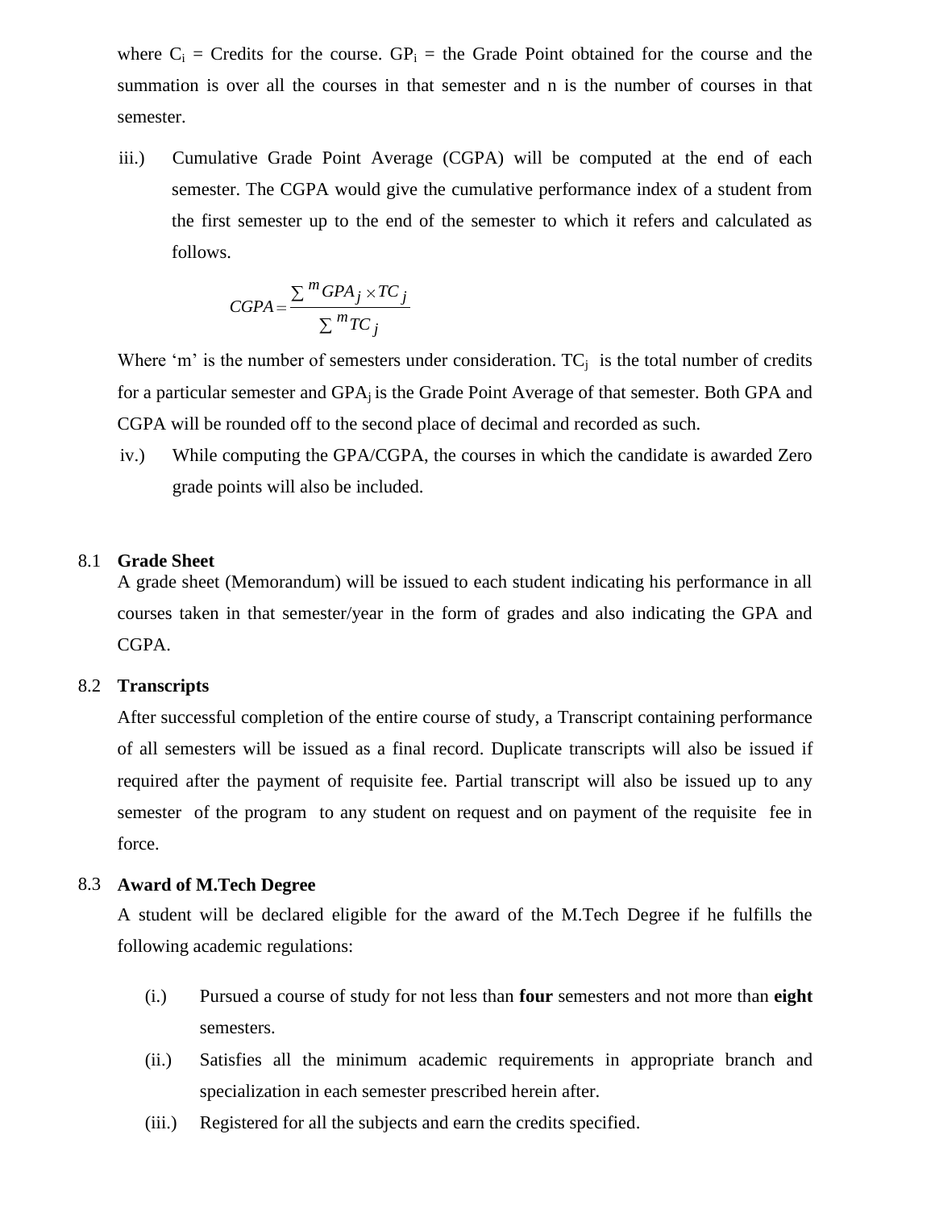where $C_i$ = Credits for the course. $GP_i$ = the Grade Point obtained for the course and the summation is over all the courses in that semester and n is the number of courses in that semester.

iii.) Cumulative Grade Point Average (CGPA) will be computed at the end of each semester. The CGPA would give the cumulative performance index of a student from the first semester up to the end of the semester to which it refers and calculated as follows.

$$CGPA = \frac{\sum^{m} GPA_j \times TC_j}{\sum^{m} TC_j}$$

Where 'm' is the number of semesters under consideration. $TC_j$ is the total number of credits for a particular semester and $GPA_j$ is the Grade Point Average of that semester. Both GPA and CGPA will be rounded off to the second place of decimal and recorded as such.

iv.) While computing the GPA/CGPA, the courses in which the candidate is awarded Zero grade points will also be included.

### 8.1 Grade Sheet

A grade sheet (Memorandum) will be issued to each student indicating his performance in all courses taken in that semester/year in the form of grades and also indicating the GPA and CGPA.

### 8.2 Transcripts

After successful completion of the entire course of study, a Transcript containing performance of all semesters will be issued as a final record. Duplicate transcripts will also be issued if required after the payment of requisite fee. Partial transcript will also be issued up to any semester of the program to any student on request and on payment of the requisite fee in force.

### 8.3 Award of M.Tech Degree

A student will be declared eligible for the award of the M.Tech Degree if he fulfills the following academic regulations:

(i.) Pursued a course of study for not less than **four** semesters and not more than **eight** semesters.

(ii.) Satisfies all the minimum academic requirements in appropriate branch and specialization in each semester prescribed herein after.

(iii.) Registered for all the subjects and earn the credits specified.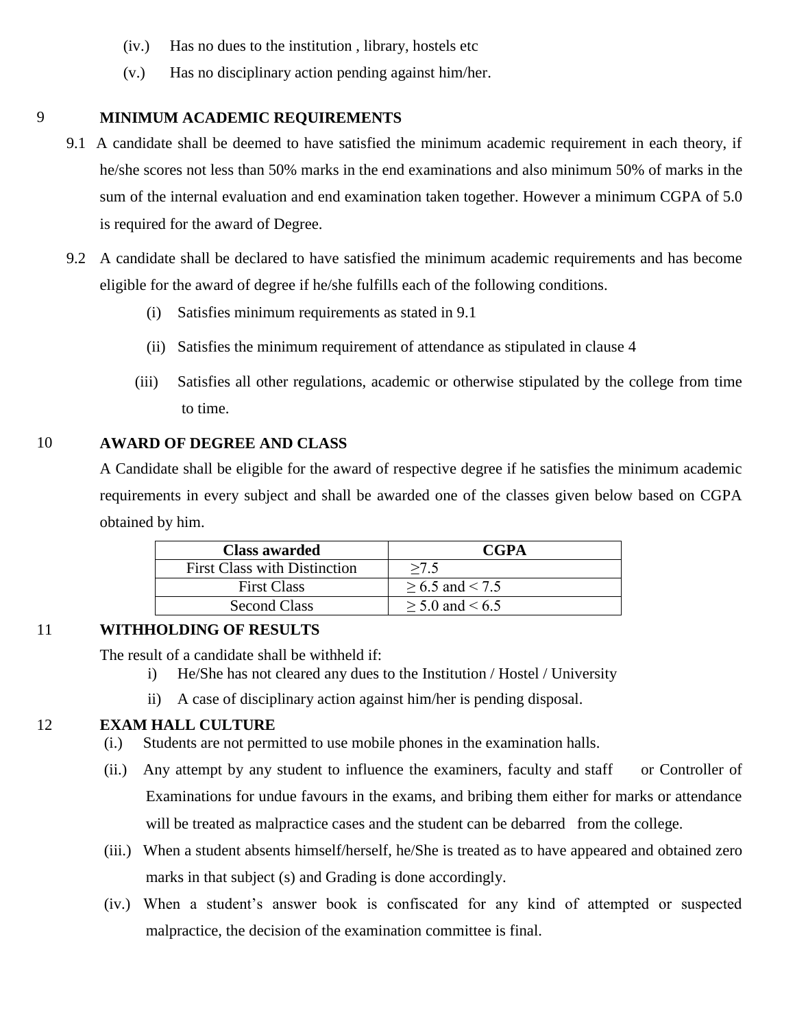(iv.) Has no dues to the institution , library, hostels etc

(v.) Has no disciplinary action pending against him/her.

## 9 MINIMUM ACADEMIC REQUIREMENTS

9.1 A candidate shall be deemed to have satisfied the minimum academic requirement in each theory, if he/she scores not less than 50% marks in the end examinations and also minimum 50% of marks in the sum of the internal evaluation and end examination taken together. However a minimum CGPA of 5.0 is required for the award of Degree.

9.2 A candidate shall be declared to have satisfied the minimum academic requirements and has become eligible for the award of degree if he/she fulfills each of the following conditions.

(i) Satisfies minimum requirements as stated in 9.1

(ii) Satisfies the minimum requirement of attendance as stipulated in clause 4

(iii) Satisfies all other regulations, academic or otherwise stipulated by the college from time to time.

## 10 AWARD OF DEGREE AND CLASS

A Candidate shall be eligible for the award of respective degree if he satisfies the minimum academic requirements in every subject and shall be awarded one of the classes given below based on CGPA obtained by him.

| Class awarded | CGPA |
|---|---|
| First Class with Distinction | ≥7.5 |
| First Class | ≥ 6.5 and < 7.5 |
| Second Class | ≥ 5.0 and < 6.5 |

## 11 WITHHOLDING OF RESULTS

The result of a candidate shall be withheld if:

i) He/She has not cleared any dues to the Institution / Hostel / University

ii) A case of disciplinary action against him/her is pending disposal.

## 12 EXAM HALL CULTURE

(i.) Students are not permitted to use mobile phones in the examination halls.

(ii.) Any attempt by any student to influence the examiners, faculty and staff or Controller of Examinations for undue favours in the exams, and bribing them either for marks or attendance will be treated as malpractice cases and the student can be debarred from the college.

(iii.) When a student absents himself/herself, he/She is treated as to have appeared and obtained zero marks in that subject (s) and Grading is done accordingly.

(iv.) When a student's answer book is confiscated for any kind of attempted or suspected malpractice, the decision of the examination committee is final.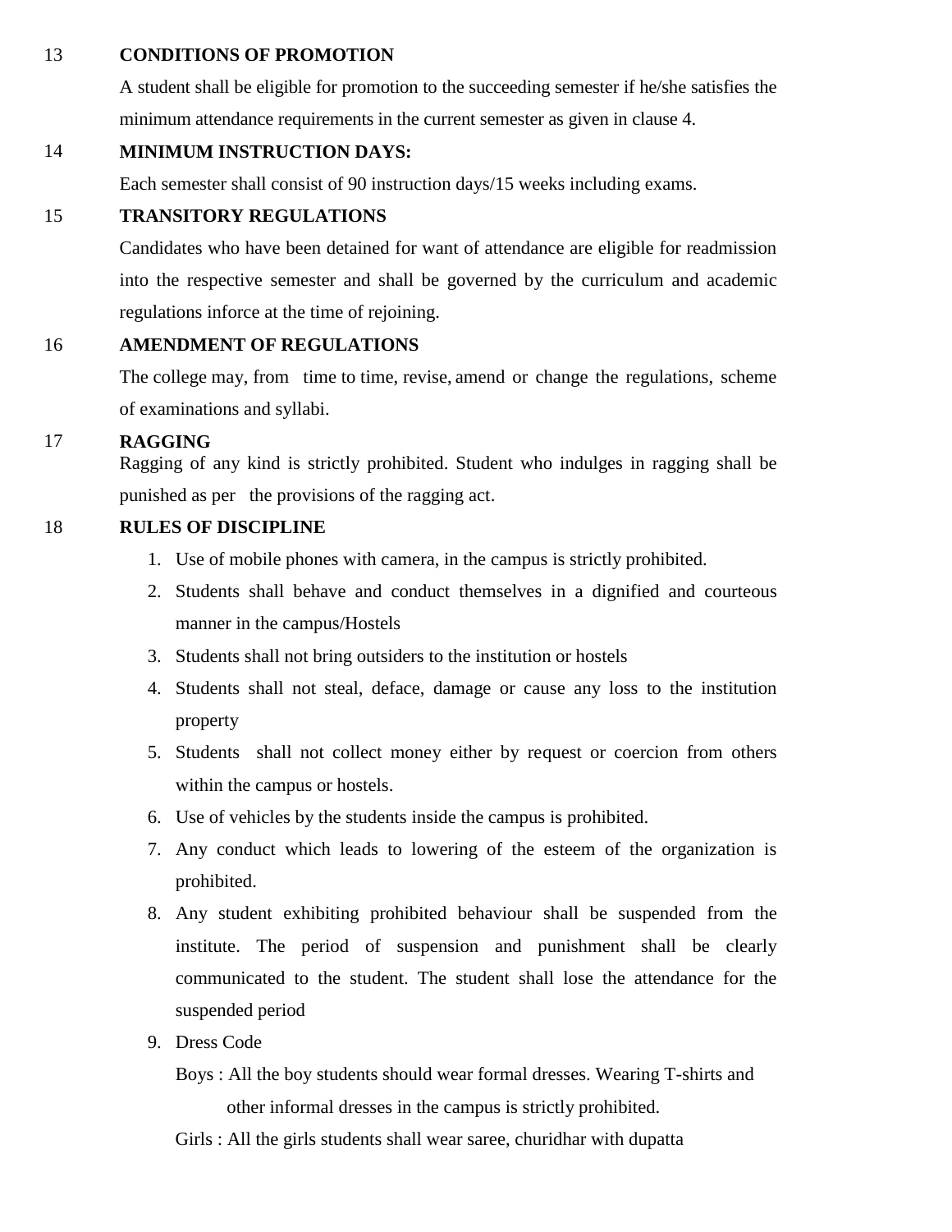## 13 CONDITIONS OF PROMOTION

A student shall be eligible for promotion to the succeeding semester if he/she satisfies the minimum attendance requirements in the current semester as given in clause 4.

## 14 MINIMUM INSTRUCTION DAYS:

Each semester shall consist of 90 instruction days/15 weeks including exams.

## 15 TRANSITORY REGULATIONS

Candidates who have been detained for want of attendance are eligible for readmission into the respective semester and shall be governed by the curriculum and academic regulations inforce at the time of rejoining.

## 16 AMENDMENT OF REGULATIONS

The college may, from time to time, revise, amend or change the regulations, scheme of examinations and syllabi.

## 17 RAGGING

Ragging of any kind is strictly prohibited. Student who indulges in ragging shall be punished as per the provisions of the ragging act.

## 18 RULES OF DISCIPLINE

1. Use of mobile phones with camera, in the campus is strictly prohibited.
2. Students shall behave and conduct themselves in a dignified and courteous manner in the campus/Hostels
3. Students shall not bring outsiders to the institution or hostels
4. Students shall not steal, deface, damage or cause any loss to the institution property
5. Students shall not collect money either by request or coercion from others within the campus or hostels.
6. Use of vehicles by the students inside the campus is prohibited.
7. Any conduct which leads to lowering of the esteem of the organization is prohibited.
8. Any student exhibiting prohibited behaviour shall be suspended from the institute. The period of suspension and punishment shall be clearly communicated to the student. The student shall lose the attendance for the suspended period
9. Dress Code

   Boys : All the boy students should wear formal dresses. Wearing T-shirts and other informal dresses in the campus is strictly prohibited.

   Girls : All the girls students shall wear saree, churidhar with dupatta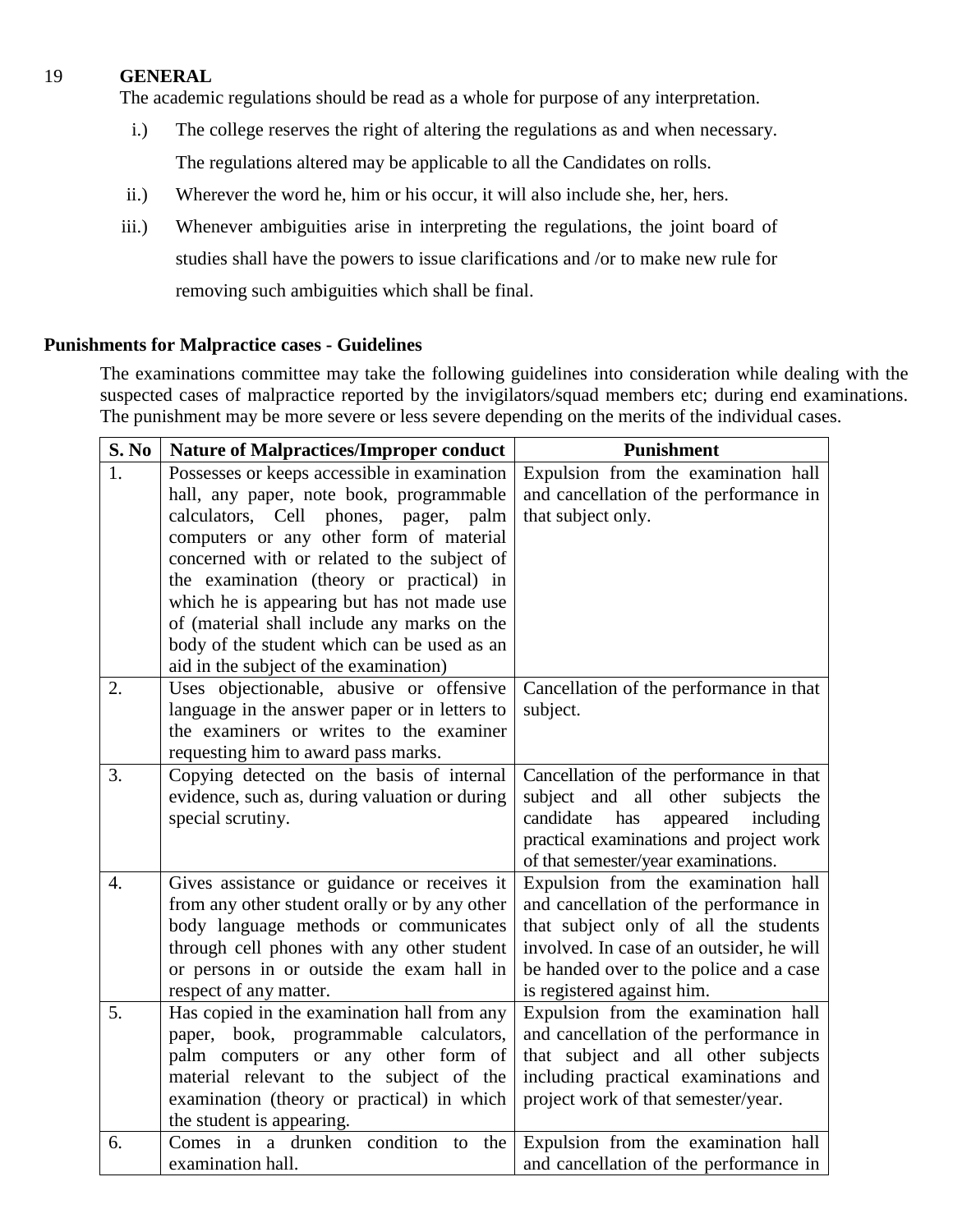## 19 GENERAL

The academic regulations should be read as a whole for purpose of any interpretation.

i.) The college reserves the right of altering the regulations as and when necessary. The regulations altered may be applicable to all the Candidates on rolls.

ii.) Wherever the word he, him or his occur, it will also include she, her, hers.

iii.) Whenever ambiguities arise in interpreting the regulations, the joint board of studies shall have the powers to issue clarifications and /or to make new rule for removing such ambiguities which shall be final.

### Punishments for Malpractice cases - Guidelines

The examinations committee may take the following guidelines into consideration while dealing with the suspected cases of malpractice reported by the invigilators/squad members etc; during end examinations. The punishment may be more severe or less severe depending on the merits of the individual cases.

| S. No | Nature of Malpractices/Improper conduct | Punishment |
|---|---|---|
| 1. | Possesses or keeps accessible in examination hall, any paper, note book, programmable calculators, Cell phones, pager, palm computers or any other form of material concerned with or related to the subject of the examination (theory or practical) in which he is appearing but has not made use of (material shall include any marks on the body of the student which can be used as an aid in the subject of the examination) | Expulsion from the examination hall and cancellation of the performance in that subject only. |
| 2. | Uses objectionable, abusive or offensive language in the answer paper or in letters to the examiners or writes to the examiner requesting him to award pass marks. | Cancellation of the performance in that subject. |
| 3. | Copying detected on the basis of internal evidence, such as, during valuation or during special scrutiny. | Cancellation of the performance in that subject and all other subjects the candidate has appeared including practical examinations and project work of that semester/year examinations. |
| 4. | Gives assistance or guidance or receives it from any other student orally or by any other body language methods or communicates through cell phones with any other student or persons in or outside the exam hall in respect of any matter. | Expulsion from the examination hall and cancellation of the performance in that subject only of all the students involved. In case of an outsider, he will be handed over to the police and a case is registered against him. |
| 5. | Has copied in the examination hall from any paper, book, programmable calculators, palm computers or any other form of material relevant to the subject of the examination (theory or practical) in which the student is appearing. | Expulsion from the examination hall and cancellation of the performance in that subject and all other subjects including practical examinations and project work of that semester/year. |
| 6. | Comes in a drunken condition to the examination hall. | Expulsion from the examination hall and cancellation of the performance in |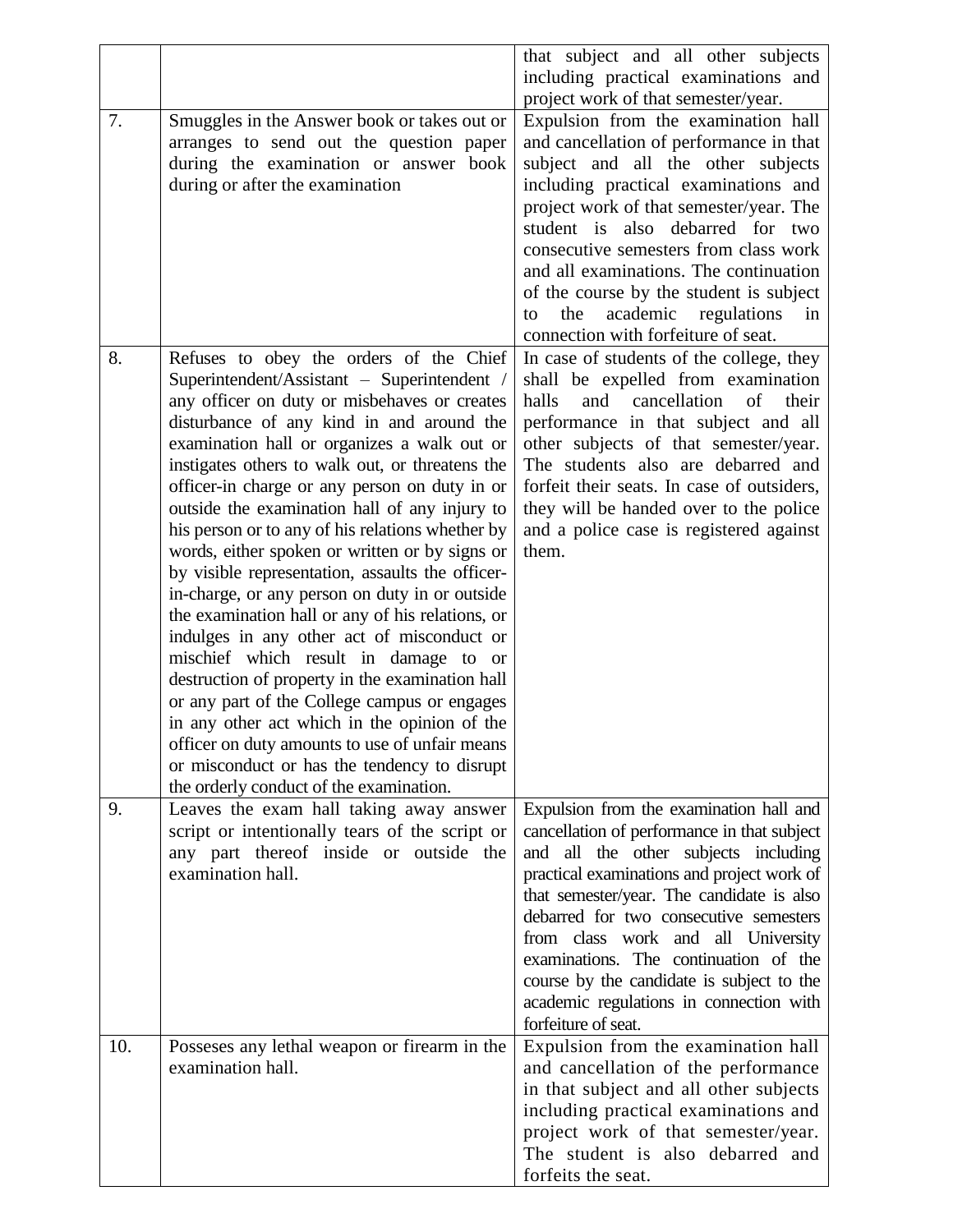| | | |
|---|---|---|
| | | that subject and all other subjects including practical examinations and project work of that semester/year. |
| 7. | Smuggles in the Answer book or takes out or arranges to send out the question paper during the examination or answer book during or after the examination | Expulsion from the examination hall and cancellation of performance in that subject and all the other subjects including practical examinations and project work of that semester/year. The student is also debarred for two consecutive semesters from class work and all examinations. The continuation of the course by the student is subject to the academic regulations in connection with forfeiture of seat. |
| 8. | Refuses to obey the orders of the Chief Superintendent/Assistant – Superintendent / any officer on duty or misbehaves or creates disturbance of any kind in and around the examination hall or organizes a walk out or instigates others to walk out, or threatens the officer-in charge or any person on duty in or outside the examination hall of any injury to his person or to any of his relations whether by words, either spoken or written or by signs or by visible representation, assaults the officer-in-charge, or any person on duty in or outside the examination hall or any of his relations, or indulges in any other act of misconduct or mischief which result in damage to or destruction of property in the examination hall or any part of the College campus or engages in any other act which in the opinion of the officer on duty amounts to use of unfair means or misconduct or has the tendency to disrupt the orderly conduct of the examination. | In case of students of the college, they shall be expelled from examination halls and cancellation of their performance in that subject and all other subjects of that semester/year. The students also are debarred and forfeit their seats. In case of outsiders, they will be handed over to the police and a police case is registered against them. |
| 9. | Leaves the exam hall taking away answer script or intentionally tears of the script or any part thereof inside or outside the examination hall. | Expulsion from the examination hall and cancellation of performance in that subject and all the other subjects including practical examinations and project work of that semester/year. The candidate is also debarred for two consecutive semesters from class work and all University examinations. The continuation of the course by the candidate is subject to the academic regulations in connection with forfeiture of seat. |
| 10. | Posseses any lethal weapon or firearm in the examination hall. | Expulsion from the examination hall and cancellation of the performance in that subject and all other subjects including practical examinations and project work of that semester/year. The student is also debarred and forfeits the seat. |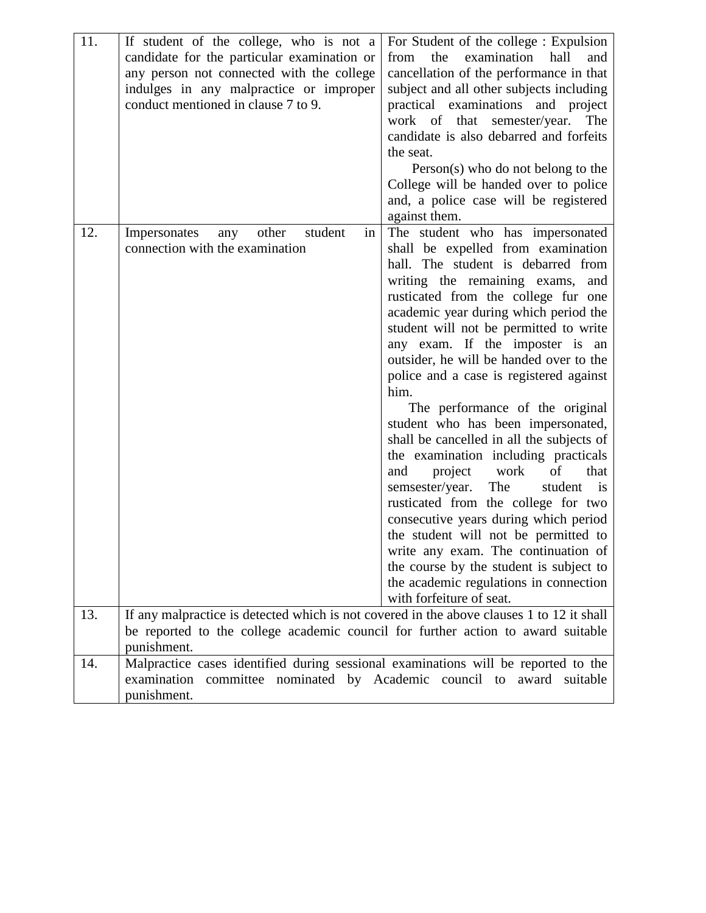| | | |
|---|---|---|
| 11. | If student of the college, who is not a candidate for the particular examination or any person not connected with the college indulges in any malpractice or improper conduct mentioned in clause 7 to 9. | For Student of the college : Expulsion from the examination hall and cancellation of the performance in that subject and all other subjects including practical examinations and project work of that semester/year. The candidate is also debarred and forfeits the seat.<br>Person(s) who do not belong to the College will be handed over to police and, a police case will be registered against them. |
| 12. | Impersonates any other student in connection with the examination | The student who has impersonated shall be expelled from examination hall. The student is debarred from writing the remaining exams, and rusticated from the college fur one academic year during which period the student will not be permitted to write any exam. If the imposter is an outsider, he will be handed over to the police and a case is registered against him.<br>The performance of the original student who has been impersonated, shall be cancelled in all the subjects of the examination including practicals and project work of that semsester/year. The student is rusticated from the college for two consecutive years during which period the student will not be permitted to write any exam. The continuation of the course by the student is subject to the academic regulations in connection with forfeiture of seat. |
| 13. | If any malpractice is detected which is not covered in the above clauses 1 to 12 it shall be reported to the college academic council for further action to award suitable punishment. | |
| 14. | Malpractice cases identified during sessional examinations will be reported to the examination committee nominated by Academic council to award suitable punishment. | |